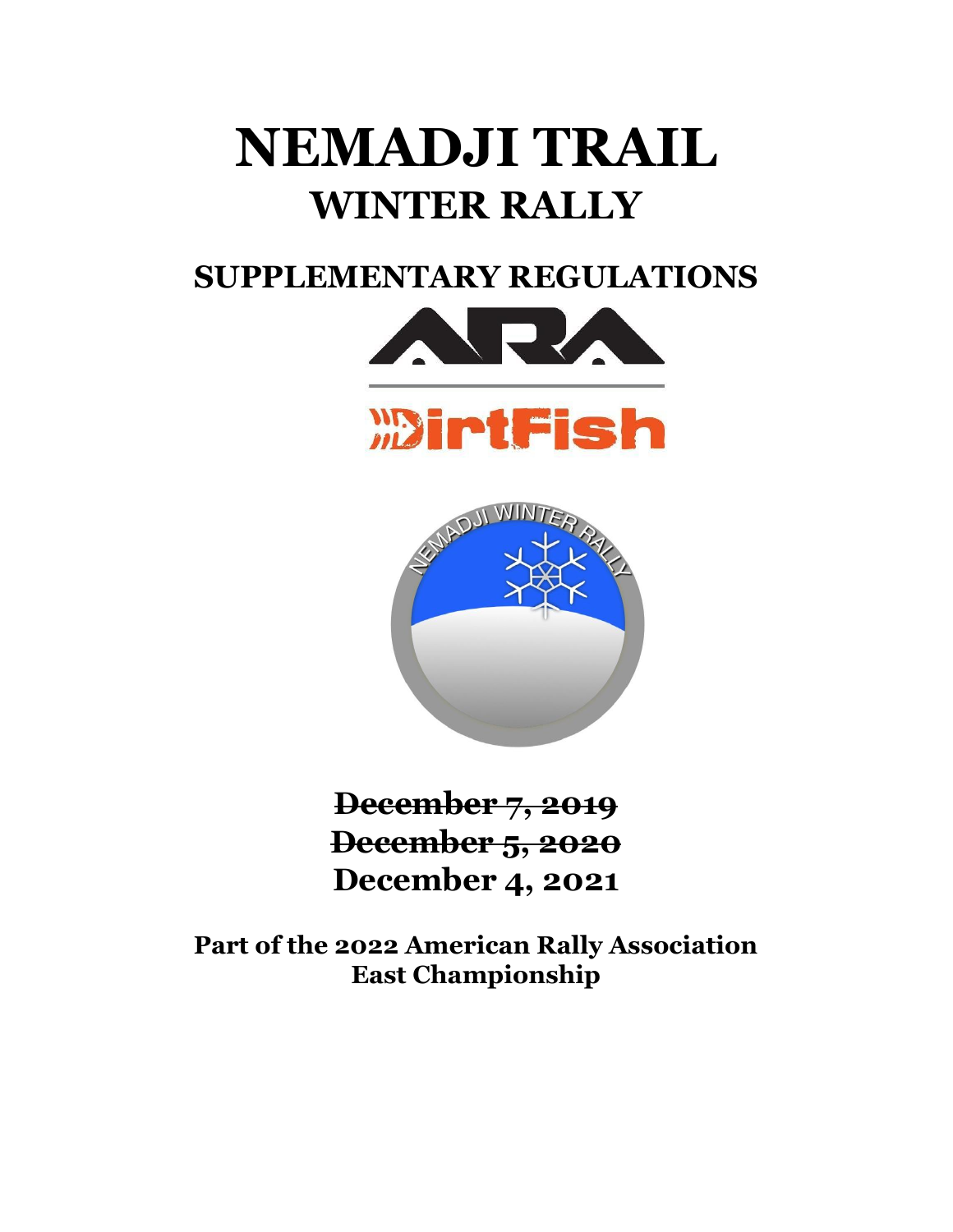# NEMADJI TRAIL

## WINTER RALLY

## SUPPLEMENTARY REGULATIONS

~~**December 7, 2019**~~

~~**December 5, 2020**~~

**December 4, 2021**

**Part of the 2022 American Rally Association East Championship**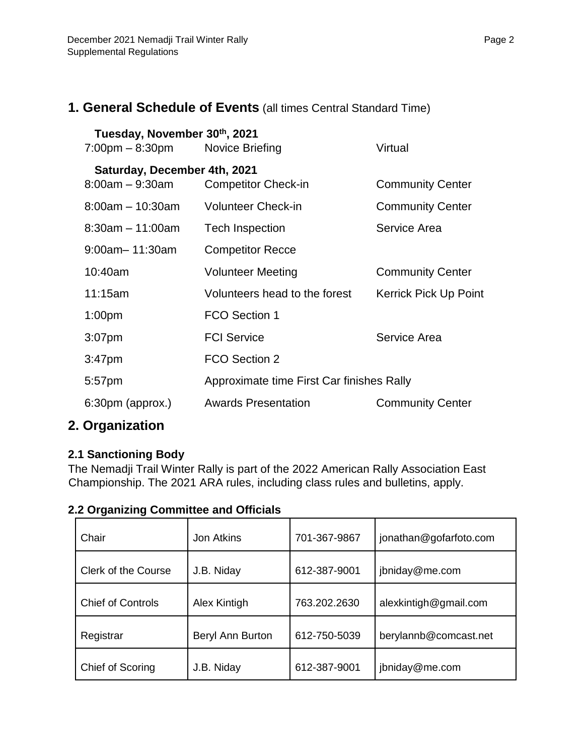## 1. General Schedule of Events (all times Central Standard Time)

**Tuesday, November 30th, 2021**

| | | |
|---|---|---|
| 7:00pm – 8:30pm | Novice Briefing | Virtual |

**Saturday, December 4th, 2021**

| | | |
|---|---|---|
| 8:00am – 9:30am | Competitor Check-in | Community Center |
| 8:00am – 10:30am | Volunteer Check-in | Community Center |
| 8:30am – 11:00am | Tech Inspection | Service Area |
| 9:00am– 11:30am | Competitor Recce | |
| 10:40am | Volunteer Meeting | Community Center |
| 11:15am | Volunteers head to the forest | Kerrick Pick Up Point |
| 1:00pm | FCO Section 1 | |
| 3:07pm | FCI Service | Service Area |
| 3:47pm | FCO Section 2 | |
| 5:57pm | Approximate time First Car finishes Rally | |
| 6:30pm (approx.) | Awards Presentation | Community Center |

## 2. Organization

### 2.1 Sanctioning Body

The Nemadji Trail Winter Rally is part of the 2022 American Rally Association East Championship. The 2021 ARA rules, including class rules and bulletins, apply.

### 2.2 Organizing Committee and Officials

| | | | |
|---|---|---|---|
| Chair | Jon Atkins | 701-367-9867 | jonathan@gofarfoto.com |
| Clerk of the Course | J.B. Niday | 612-387-9001 | jbniday@me.com |
| Chief of Controls | Alex Kintigh | 763.202.2630 | alexkintigh@gmail.com |
| Registrar | Beryl Ann Burton | 612-750-5039 | berylannb@comcast.net |
| Chief of Scoring | J.B. Niday | 612-387-9001 | jbniday@me.com |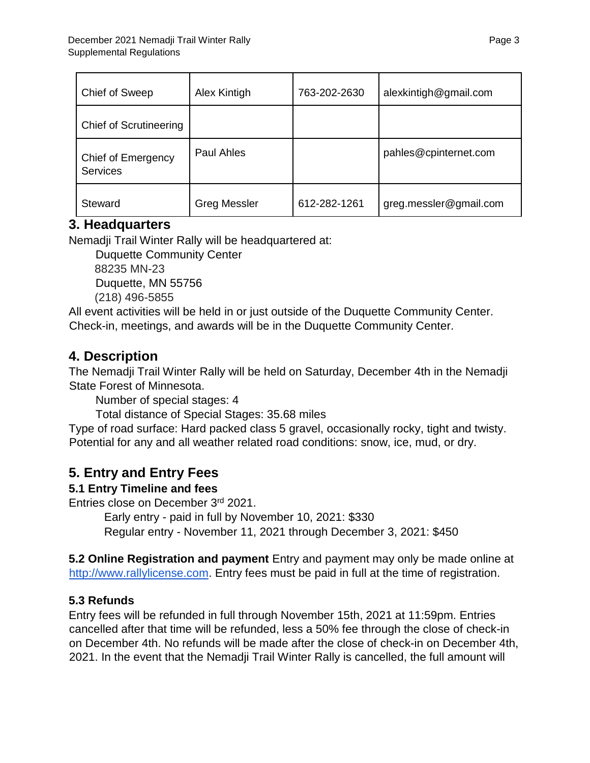| Chief of Sweep | Alex Kintigh | 763-202-2630 | alexkintigh@gmail.com |
|---|---|---|---|
| Chief of Scrutineering | | | |
| Chief of Emergency Services | Paul Ahles | | pahles@cpinternet.com |
| Steward | Greg Messler | 612-282-1261 | greg.messler@gmail.com |

## 3. Headquarters

Nemadji Trail Winter Rally will be headquartered at:

Duquette Community Center  
88235 MN-23  
Duquette, MN 55756  
(218) 496-5855

All event activities will be held in or just outside of the Duquette Community Center. Check-in, meetings, and awards will be in the Duquette Community Center.

## 4. Description

The Nemadji Trail Winter Rally will be held on Saturday, December 4th in the Nemadji State Forest of Minnesota.

Number of special stages: 4  
Total distance of Special Stages: 35.68 miles

Type of road surface: Hard packed class 5 gravel, occasionally rocky, tight and twisty. Potential for any and all weather related road conditions: snow, ice, mud, or dry.

## 5. Entry and Entry Fees

### 5.1 Entry Timeline and fees

Entries close on December 3rd 2021.

Early entry - paid in full by November 10, 2021: $330  
Regular entry - November 11, 2021 through December 3, 2021: $450

**5.2 Online Registration and payment** Entry and payment may only be made online at http://www.rallylicense.com. Entry fees must be paid in full at the time of registration.

### 5.3 Refunds

Entry fees will be refunded in full through November 15th, 2021 at 11:59pm. Entries cancelled after that time will be refunded, less a 50% fee through the close of check-in on December 4th. No refunds will be made after the close of check-in on December 4th, 2021. In the event that the Nemadji Trail Winter Rally is cancelled, the full amount will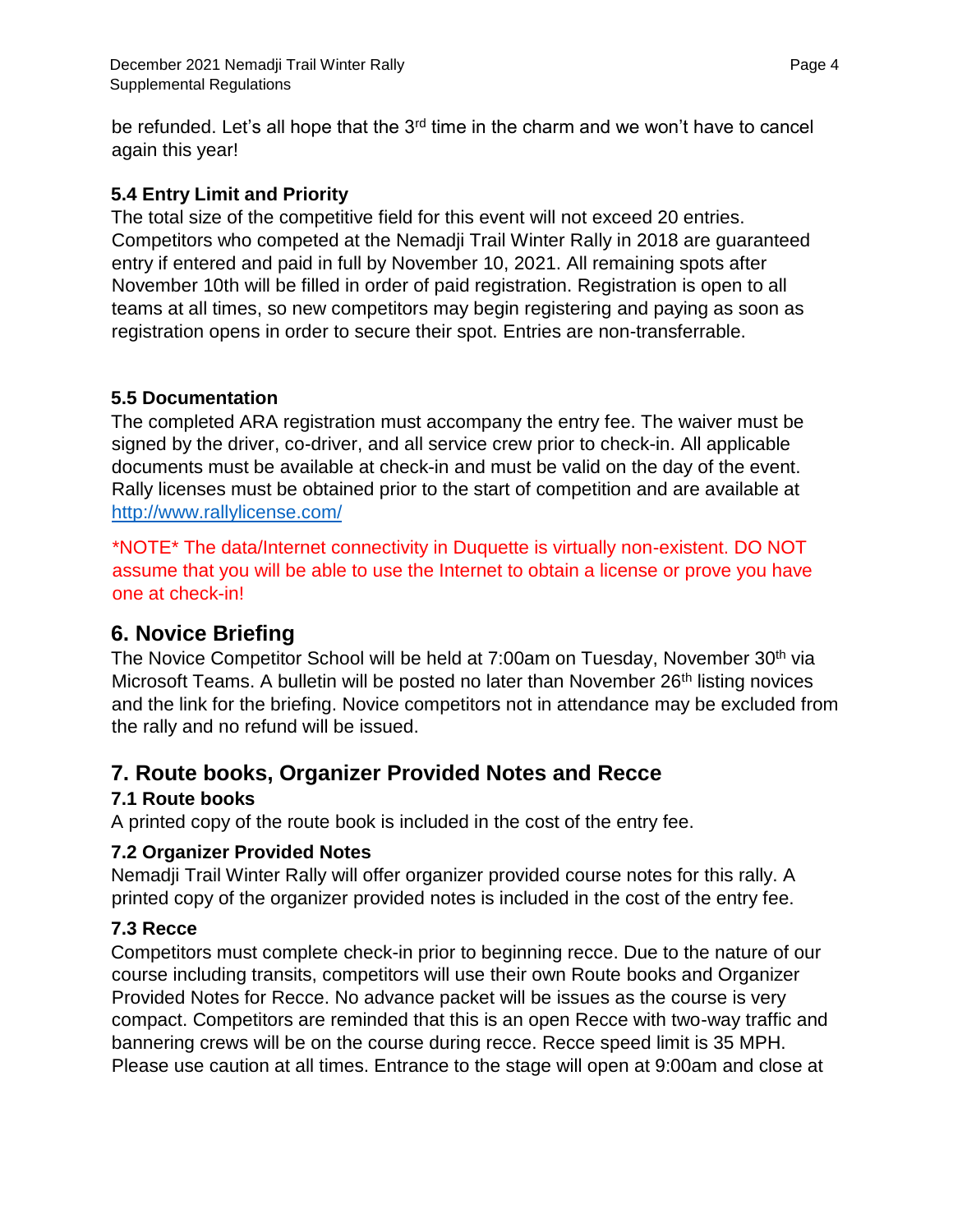be refunded. Let's all hope that the 3rd time in the charm and we won't have to cancel again this year!

### 5.4 Entry Limit and Priority

The total size of the competitive field for this event will not exceed 20 entries. Competitors who competed at the Nemadji Trail Winter Rally in 2018 are guaranteed entry if entered and paid in full by November 10, 2021. All remaining spots after November 10th will be filled in order of paid registration. Registration is open to all teams at all times, so new competitors may begin registering and paying as soon as registration opens in order to secure their spot. Entries are non-transferrable.

### 5.5 Documentation

The completed ARA registration must accompany the entry fee. The waiver must be signed by the driver, co-driver, and all service crew prior to check-in. All applicable documents must be available at check-in and must be valid on the day of the event. Rally licenses must be obtained prior to the start of competition and are available at [http://www.rallylicense.com/](http://www.rallylicense.com/)

*NOTE* The data/Internet connectivity in Duquette is virtually non-existent. DO NOT assume that you will be able to use the Internet to obtain a license or prove you have one at check-in!

## 6. Novice Briefing

The Novice Competitor School will be held at 7:00am on Tuesday, November 30th via Microsoft Teams. A bulletin will be posted no later than November 26th listing novices and the link for the briefing. Novice competitors not in attendance may be excluded from the rally and no refund will be issued.

## 7. Route books, Organizer Provided Notes and Recce

### 7.1 Route books

A printed copy of the route book is included in the cost of the entry fee.

### 7.2 Organizer Provided Notes

Nemadji Trail Winter Rally will offer organizer provided course notes for this rally. A printed copy of the organizer provided notes is included in the cost of the entry fee.

### 7.3 Recce

Competitors must complete check-in prior to beginning recce. Due to the nature of our course including transits, competitors will use their own Route books and Organizer Provided Notes for Recce. No advance packet will be issues as the course is very compact. Competitors are reminded that this is an open Recce with two-way traffic and bannering crews will be on the course during recce. Recce speed limit is 35 MPH. Please use caution at all times. Entrance to the stage will open at 9:00am and close at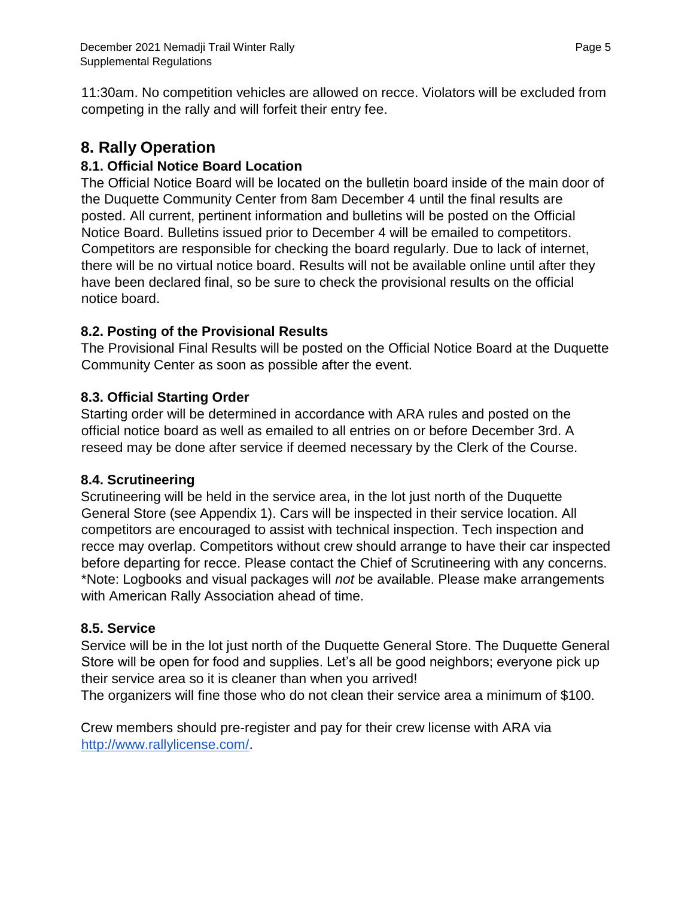11:30am. No competition vehicles are allowed on recce. Violators will be excluded from competing in the rally and will forfeit their entry fee.

## 8. Rally Operation

### 8.1. Official Notice Board Location

The Official Notice Board will be located on the bulletin board inside of the main door of the Duquette Community Center from 8am December 4 until the final results are posted. All current, pertinent information and bulletins will be posted on the Official Notice Board. Bulletins issued prior to December 4 will be emailed to competitors. Competitors are responsible for checking the board regularly. Due to lack of internet, there will be no virtual notice board. Results will not be available online until after they have been declared final, so be sure to check the provisional results on the official notice board.

### 8.2. Posting of the Provisional Results

The Provisional Final Results will be posted on the Official Notice Board at the Duquette Community Center as soon as possible after the event.

### 8.3. Official Starting Order

Starting order will be determined in accordance with ARA rules and posted on the official notice board as well as emailed to all entries on or before December 3rd. A reseed may be done after service if deemed necessary by the Clerk of the Course.

### 8.4. Scrutineering

Scrutineering will be held in the service area, in the lot just north of the Duquette General Store (see Appendix 1). Cars will be inspected in their service location. All competitors are encouraged to assist with technical inspection. Tech inspection and recce may overlap. Competitors without crew should arrange to have their car inspected before departing for recce. Please contact the Chief of Scrutineering with any concerns. *Note: Logbooks and visual packages will *not* be available. Please make arrangements with American Rally Association ahead of time.

### 8.5. Service

Service will be in the lot just north of the Duquette General Store. The Duquette General Store will be open for food and supplies. Let's all be good neighbors; everyone pick up their service area so it is cleaner than when you arrived!
The organizers will fine those who do not clean their service area a minimum of $100.

Crew members should pre-register and pay for their crew license with ARA via [http://www.rallylicense.com/](http://www.rallylicense.com/).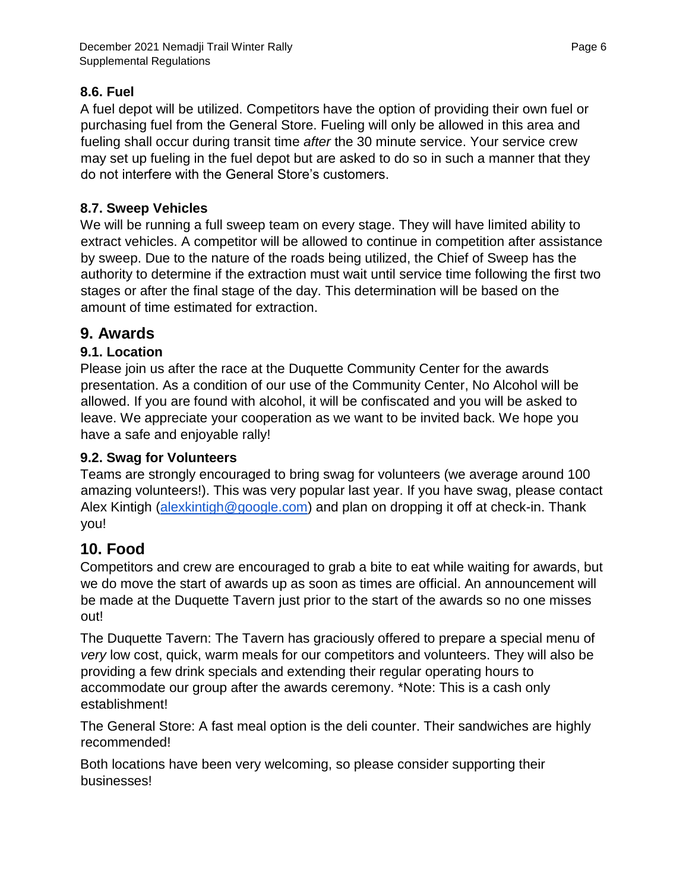### 8.6. Fuel

A fuel depot will be utilized. Competitors have the option of providing their own fuel or purchasing fuel from the General Store. Fueling will only be allowed in this area and fueling shall occur during transit time *after* the 30 minute service. Your service crew may set up fueling in the fuel depot but are asked to do so in such a manner that they do not interfere with the General Store's customers.

### 8.7. Sweep Vehicles

We will be running a full sweep team on every stage. They will have limited ability to extract vehicles. A competitor will be allowed to continue in competition after assistance by sweep. Due to the nature of the roads being utilized, the Chief of Sweep has the authority to determine if the extraction must wait until service time following the first two stages or after the final stage of the day. This determination will be based on the amount of time estimated for extraction.

## 9. Awards

### 9.1. Location

Please join us after the race at the Duquette Community Center for the awards presentation. As a condition of our use of the Community Center, No Alcohol will be allowed. If you are found with alcohol, it will be confiscated and you will be asked to leave. We appreciate your cooperation as we want to be invited back. We hope you have a safe and enjoyable rally!

### 9.2. Swag for Volunteers

Teams are strongly encouraged to bring swag for volunteers (we average around 100 amazing volunteers!). This was very popular last year. If you have swag, please contact Alex Kintigh (alexkintigh@google.com) and plan on dropping it off at check-in. Thank you!

## 10. Food

Competitors and crew are encouraged to grab a bite to eat while waiting for awards, but we do move the start of awards up as soon as times are official. An announcement will be made at the Duquette Tavern just prior to the start of the awards so no one misses out!

The Duquette Tavern: The Tavern has graciously offered to prepare a special menu of *very* low cost, quick, warm meals for our competitors and volunteers. They will also be providing a few drink specials and extending their regular operating hours to accommodate our group after the awards ceremony. *Note: This is a cash only establishment!

The General Store: A fast meal option is the deli counter. Their sandwiches are highly recommended!

Both locations have been very welcoming, so please consider supporting their businesses!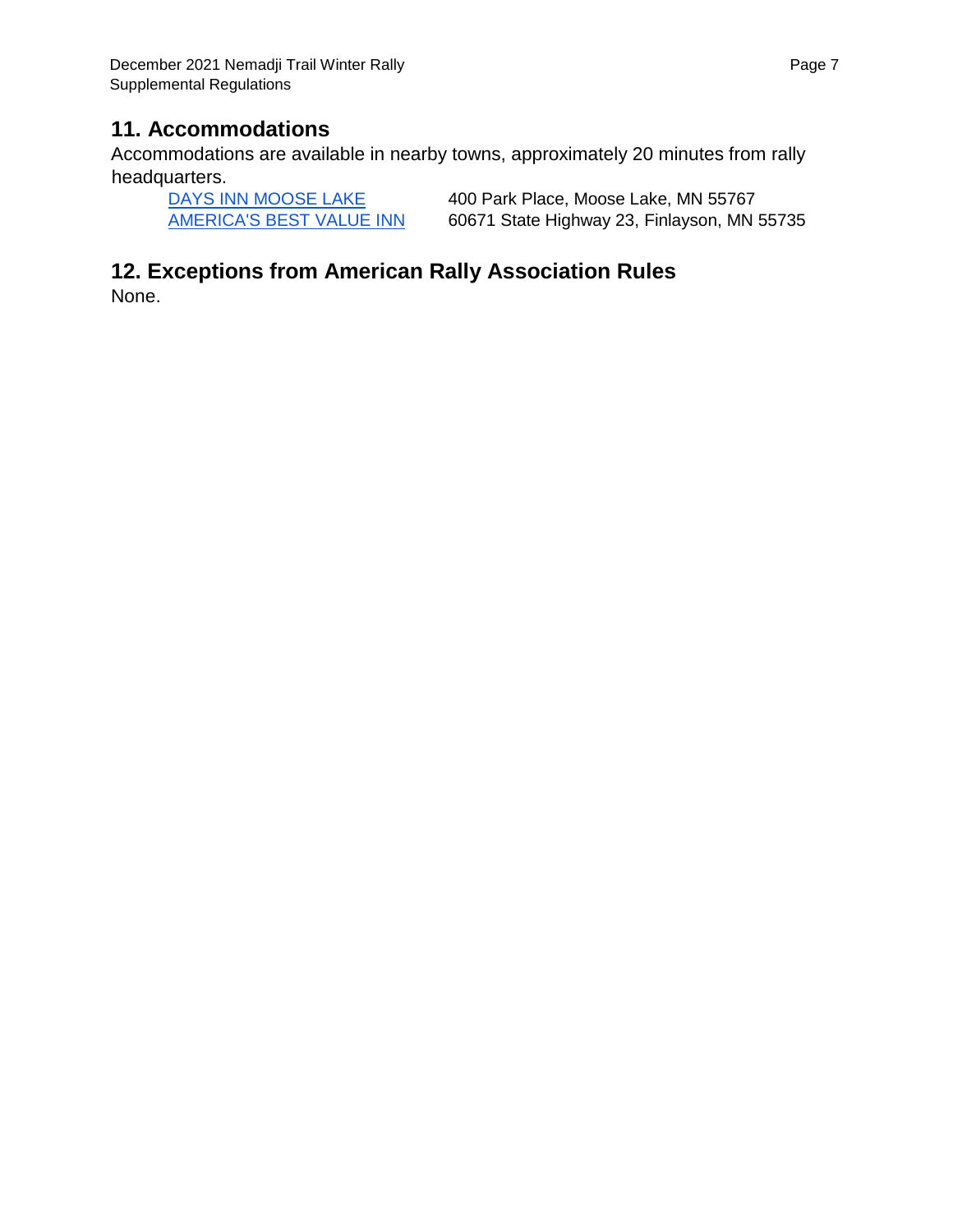## 11. Accommodations

Accommodations are available in nearby towns, approximately 20 minutes from rally headquarters.

| | |
|---|---|
| DAYS INN MOOSE LAKE | 400 Park Place, Moose Lake, MN 55767 |
| AMERICA'S BEST VALUE INN | 60671 State Highway 23, Finlayson, MN 55735 |

## 12. Exceptions from American Rally Association Rules

None.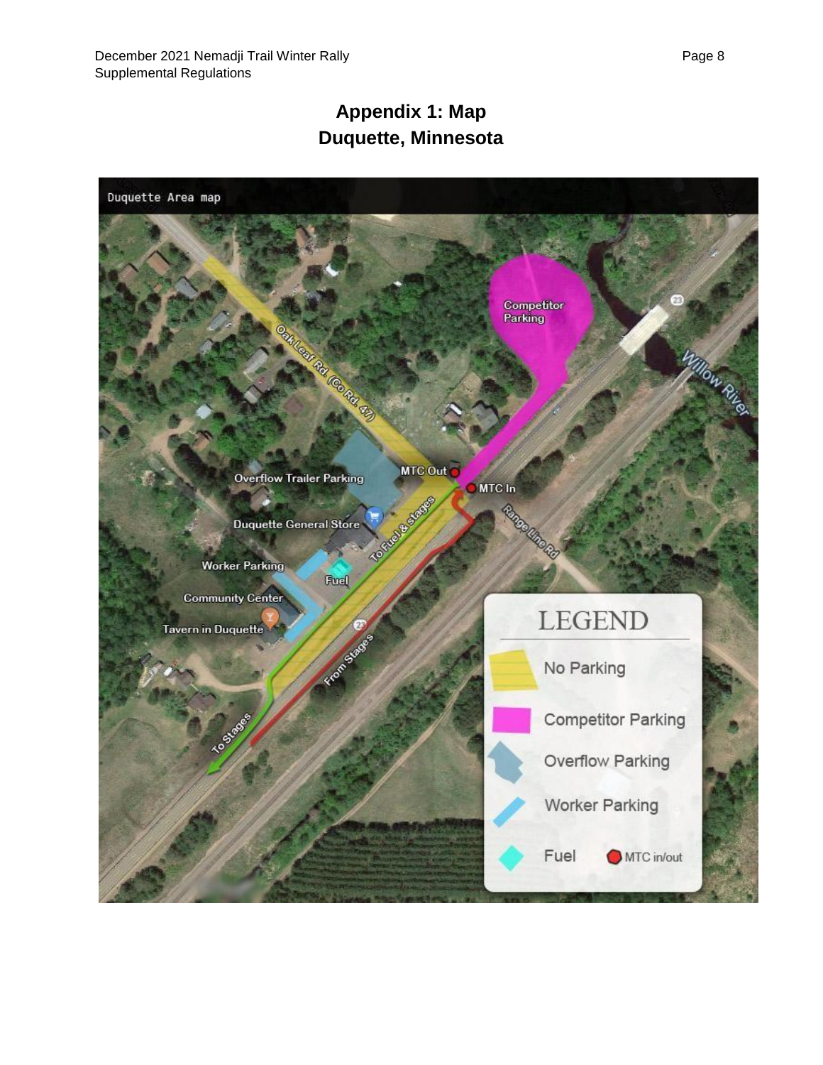## Appendix 1: Map
## Duquette, Minnesota

Duquette Area map

Competitor Parking

Willow River

Oak Leaf Rd. (Co Rd. 47)

MTC Out

MTC In

Overflow Trailer Parking

Duquette General Store

To Fuel & stages

Range Line Rd

Worker Parking

Fuel

Community Center

Tavern in Duquette

From Stages

To Stages

LEGEND

No Parking

Competitor Parking

Overflow Parking

Worker Parking

Fuel

MTC in/out